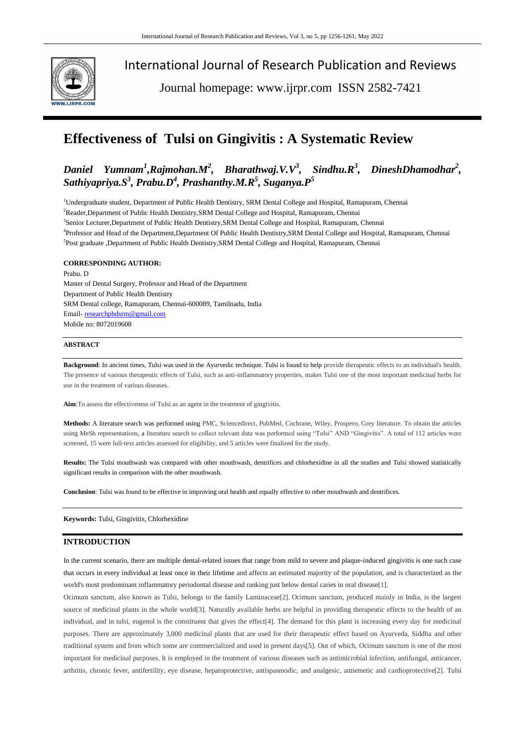# International Journal of Research Publication and Reviews

Journal homepage: www.ijrpr.com ISSN 2582-7421

# Effectiveness of Tulsi on Gingivitis : A Systematic Review

***Daniel Yumnam[1],Rajmohan.M[2], Bharathwaj.V.V[3], Sindhu.R[3], DineshDhamodhar[2], Sathiyapriya.S[3], Prabu.D[4], Prashanthy.M.R[5], Suganya.P[5]***

[1]Undergraduate student, Department of Public Health Dentistry, SRM Dental College and Hospital, Ramapuram, Chennai

[2]Reader,Department of Public Health Dentistry,SRM Dental College and Hospital, Ramapuram, Chennai

[3]Senior Lecturer,Department of Public Health Dentistry,SRM Dental College and Hospital, Ramapuram, Chennai

[4]Professor and Head of the Department,Department Of Public Health Dentistry,SRM Dental College and Hospital, Ramapuram, Chennai

[5]Post graduate ,Department of Public Health Dentistry,SRM Dental College and Hospital, Ramapuram, Chennai

**CORRESPONDING AUTHOR:**

Prabu. D
Master of Dental Surgery, Professor and Head of the Department
Department of Public Health Dentistry
SRM Dental college, Ramapuram, Chennai-600089, Tamilnadu, India
Email- researchphdsrm@gmail.com
Mobile no: 8072019608

**ABSTRACT**

**Background**: In ancient times, Tulsi was used in the Ayurvedic technique. Tulsi is found to help provide therapeutic effects to an individual's health. The presence of various therapeutic effects of Tulsi, such as anti-inflammatory properties, makes Tulsi one of the most important medicinal herbs for use in the treatment of various diseases.

**Aim**:To assess the effectiveness of Tulsi as an agent in the treatment of gingivitis.

**Methods:** A literature search was performed using PMC, Sciencedirect, PubMed, Cochrane, Wiley, Prospero, Grey literature. To obtain the articles using MeSh representations, a literature search to collect relevant data was performed using "Tulsi" AND "Gingivitis". A total of 112 articles were screened, 15 were full-text articles assessed for eligibility, and 5 articles were finalized for the study.

**Results:** The Tulsi mouthwash was compared with other mouthwash, dentrifices and chlorhexidine in all the studies and Tulsi showed statistically significant results in comparison with the other mouthwash.

**Conclusion**: Tulsi was found to be effective in improving oral health and equally effective to other mouthwash and dentrifices.

**Keywords:** Tulsi, Gingivitis, Chlorhexidine

## INTRODUCTION

In the current scenario, there are multiple dental-related issues that range from mild to severe and plaque-induced gingivitis is one such case that occurs in every individual at least once in their lifetime and affects an estimated majority of the population, and is characterized as the world's most predominant inflammatory periodontal disease and ranking just below dental caries in oral disease[1].

Ocimum sanctum, also known as Tulsi, belongs to the family Laminaceae[2]. Ocimum sanctum, produced mainly in India, is the largest source of medicinal plants in the whole world[3]. Naturally available herbs are helpful in providing therapeutic effects to the health of an individual, and in tulsi, eugenol is the constituent that gives the effect[4]. The demand for this plant is increasing every day for medicinal purposes. There are approximately 3,000 medicinal plants that are used for their therapeutic effect based on Ayurveda, Siddha and other traditional system and from which some are commercialized and used in present days[5]. Out of which, Ocimum sanctum is one of the most important for medicinal purposes. It is employed in the treatment of various diseases such as antimicrobial infection, antifungal, anticancer, arthritis, chronic fever, antifertility, eye disease, hepatoprotective, antispasmodic, and analgesic, antiemetic and cardioprotective[2]. Tulsi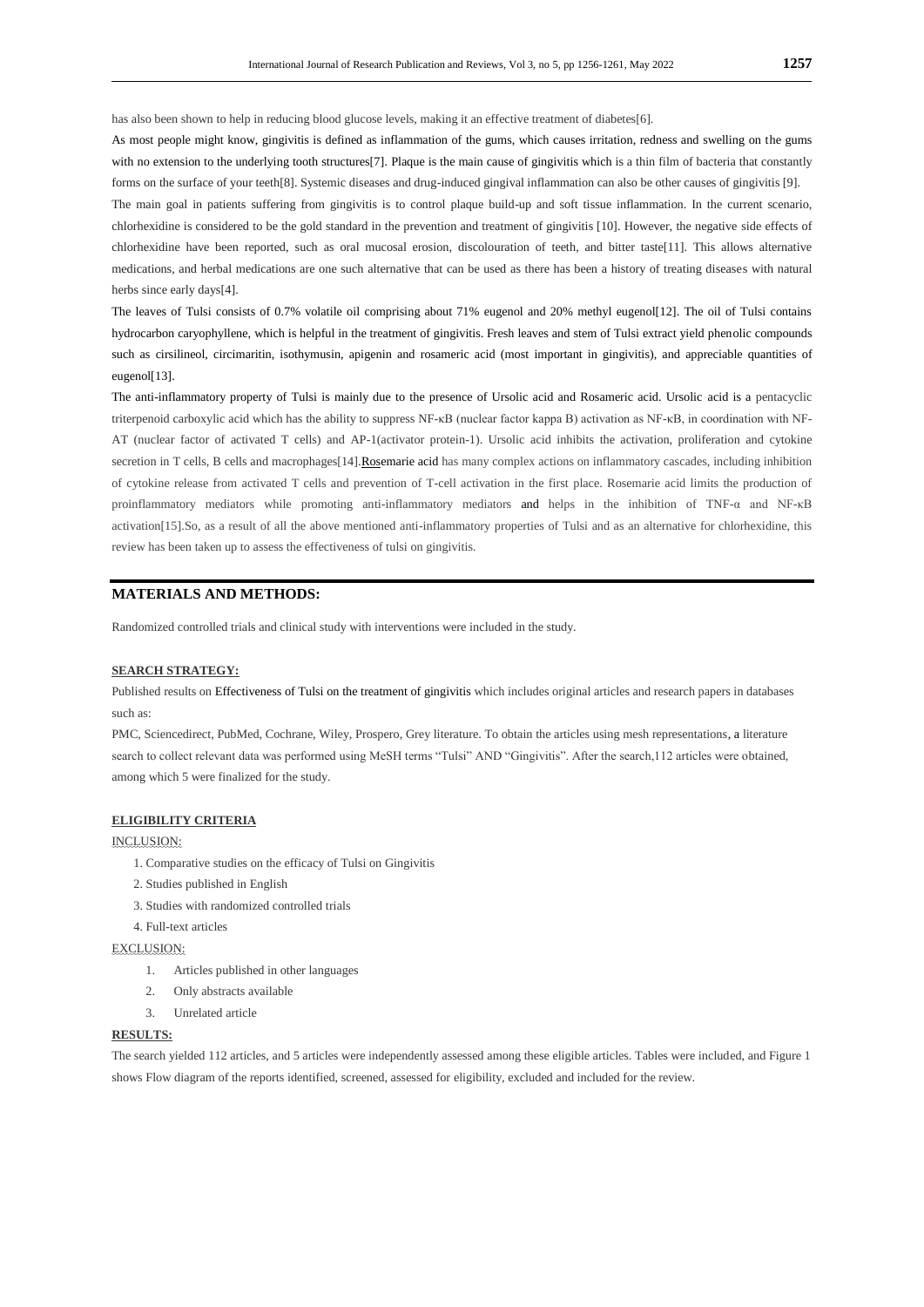has also been shown to help in reducing blood glucose levels, making it an effective treatment of diabetes[6].

As most people might know, gingivitis is defined as inflammation of the gums, which causes irritation, redness and swelling on the gums with no extension to the underlying tooth structures[7]. Plaque is the main cause of gingivitis which is a thin film of bacteria that constantly forms on the surface of your teeth[8]. Systemic diseases and drug-induced gingival inflammation can also be other causes of gingivitis [9].

The main goal in patients suffering from gingivitis is to control plaque build-up and soft tissue inflammation. In the current scenario, chlorhexidine is considered to be the gold standard in the prevention and treatment of gingivitis [10]. However, the negative side effects of chlorhexidine have been reported, such as oral mucosal erosion, discolouration of teeth, and bitter taste[11]. This allows alternative medications, and herbal medications are one such alternative that can be used as there has been a history of treating diseases with natural herbs since early days[4].

The leaves of Tulsi consists of 0.7% volatile oil comprising about 71% eugenol and 20% methyl eugenol[12]. The oil of Tulsi contains hydrocarbon caryophyllene, which is helpful in the treatment of gingivitis. Fresh leaves and stem of Tulsi extract yield phenolic compounds such as cirsilineol, circimaritin, isothymusin, apigenin and rosameric acid (most important in gingivitis), and appreciable quantities of eugenol[13].

The anti-inflammatory property of Tulsi is mainly due to the presence of Ursolic acid and Rosameric acid. Ursolic acid is a pentacyclic triterpenoid carboxylic acid which has the ability to suppress NF-κB (nuclear factor kappa B) activation as NF-κB, in coordination with NF-AT (nuclear factor of activated T cells) and AP-1(activator protein-1). Ursolic acid inhibits the activation, proliferation and cytokine secretion in T cells, B cells and macrophages[14].Rosemarie acid has many complex actions on inflammatory cascades, including inhibition of cytokine release from activated T cells and prevention of T-cell activation in the first place. Rosemarie acid limits the production of proinflammatory mediators while promoting anti-inflammatory mediators and helps in the inhibition of TNF-α and NF-κB activation[15].So, as a result of all the above mentioned anti-inflammatory properties of Tulsi and as an alternative for chlorhexidine, this review has been taken up to assess the effectiveness of tulsi on gingivitis.

## MATERIALS AND METHODS:

Randomized controlled trials and clinical study with interventions were included in the study.

### SEARCH STRATEGY:

Published results on Effectiveness of Tulsi on the treatment of gingivitis which includes original articles and research papers in databases such as:

PMC, Sciencedirect, PubMed, Cochrane, Wiley, Prospero, Grey literature. To obtain the articles using mesh representations, a literature search to collect relevant data was performed using MeSH terms "Tulsi" AND "Gingivitis". After the search,112 articles were obtained, among which 5 were finalized for the study.

### ELIGIBILITY CRITERIA

INCLUSION:

1. Comparative studies on the efficacy of Tulsi on Gingivitis
2. Studies published in English
3. Studies with randomized controlled trials
4. Full-text articles

EXCLUSION:

1. Articles published in other languages
2. Only abstracts available
3. Unrelated article

### RESULTS:

The search yielded 112 articles, and 5 articles were independently assessed among these eligible articles. Tables were included, and Figure 1 shows Flow diagram of the reports identified, screened, assessed for eligibility, excluded and included for the review.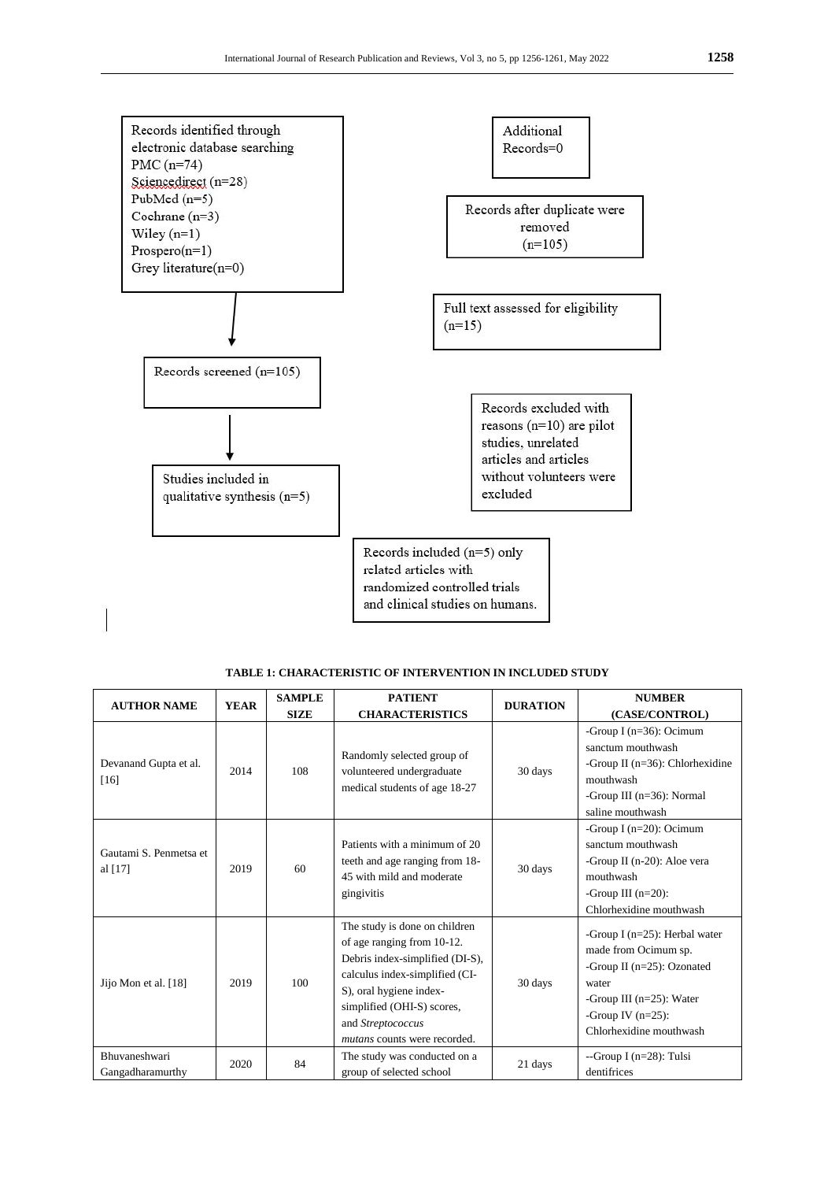Records identified through electronic database searching
PMC (n=74)
Sciencedirect (n=28)
PubMed (n=5)
Cochrane (n=3)
Wiley (n=1)
Prospero(n=1)
Grey literature(n=0)

Additional Records=0

Records after duplicate were removed (n=105)

Full text assessed for eligibility (n=15)

Records screened (n=105)

Records excluded with reasons (n=10) are pilot studies, unrelated articles and articles without volunteers were excluded

Studies included in qualitative synthesis (n=5)

Records included (n=5) only related articles with randomized controlled trials and clinical studies on humans.

**TABLE 1: CHARACTERISTIC OF INTERVENTION IN INCLUDED STUDY**

| AUTHOR NAME | YEAR | SAMPLE SIZE | PATIENT CHARACTERISTICS | DURATION | NUMBER (CASE/CONTROL) |
|---|---|---|---|---|---|
| Devanand Gupta et al. [16] | 2014 | 108 | Randomly selected group of volunteered undergraduate medical students of age 18-27 | 30 days | -Group I (n=36): Ocimum sanctum mouthwash<br>-Group II (n=36): Chlorhexidine mouthwash<br>-Group III (n=36): Normal saline mouthwash |
| Gautami S. Penmetsa et al [17] | 2019 | 60 | Patients with a minimum of 20 teeth and age ranging from 18-45 with mild and moderate gingivitis | 30 days | -Group I (n=20): Ocimum sanctum mouthwash<br>-Group II (n-20): Aloe vera mouthwash<br>-Group III (n=20): Chlorhexidine mouthwash |
| Jijo Mon et al. [18] | 2019 | 100 | The study is done on children of age ranging from 10-12. Debris index-simplified (DI-S), calculus index-simplified (CI-S), oral hygiene index-simplified (OHI-S) scores, and *Streptococcus mutans* counts were recorded. | 30 days | -Group I (n=25): Herbal water made from Ocimum sp.<br>-Group II (n=25): Ozonated water<br>-Group III (n=25): Water<br>-Group IV (n=25): Chlorhexidine mouthwash |
| Bhuvaneshwari Gangadharamurthy | 2020 | 84 | The study was conducted on a group of selected school | 21 days | --Group I (n=28): Tulsi dentifrices |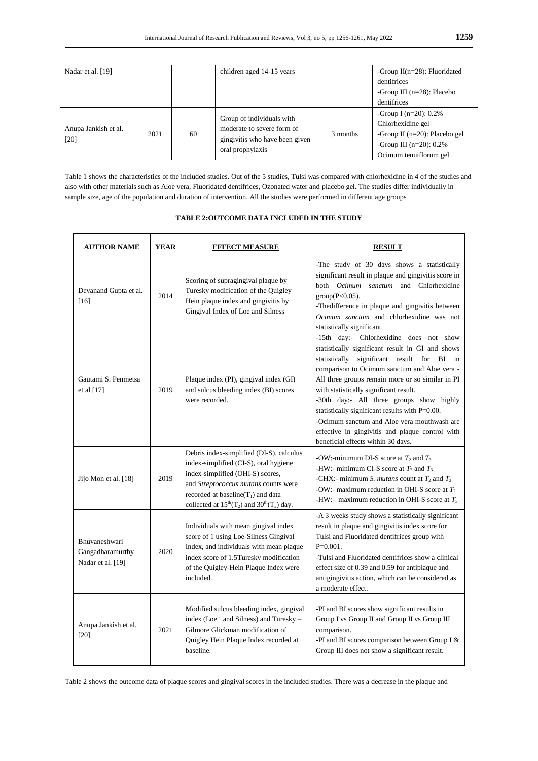| Nadar et al. [19] | | | children aged 14-15 years | | -Group II(n=28): Fluoridated dentifrices<br>-Group III (n=28): Placebo dentifrices |
|---|---|---|---|---|---|
| Anupa Jankish et al. [20] | 2021 | 60 | Group of individuals with moderate to severe form of gingivitis who have been given oral prophylaxis | 3 months | -Group I (n=20): 0.2% Chlorhexidine gel<br>-Group II (n=20): Placebo gel<br>-Group III (n=20): 0.2% Ocimum tenuiflorum gel |

Table 1 shows the characteristics of the included studies. Out of the 5 studies, Tulsi was compared with chlorhexidine in 4 of the studies and also with other materials such as Aloe vera, Fluoridated dentifrices, Ozonated water and placebo gel. The studies differ individually in sample size, age of the population and duration of intervention. All the studies were performed in different age groups

**TABLE 2:OUTCOME DATA INCLUDED IN THE STUDY**

| **AUTHOR NAME** | **YEAR** | **EFFECT MEASURE** | **RESULT** |
|---|---|---|---|
| Devanand Gupta et al. [16] | 2014 | Scoring of supragingival plaque by Turesky modification of the Quigley–Hein plaque index and gingivitis by Gingival Index of Loe and Silness | -The study of 30 days shows a statistically significant result in plaque and gingivitis score in both *Ocimum sanctum* and Chlorhexidine group(P<0.05).<br>-Thedifference in plaque and gingivitis between *Ocimum sanctum* and chlorhexidine was not statistically significant |
| Gautami S. Penmetsa et al [17] | 2019 | Plaque index (PI), gingival index (GI) and sulcus bleeding index (BI) scores were recorded. | -15th day:- Chlorhexidine does not show statistically significant result in GI and shows statistically significant result for BI in comparison to Ocimum sanctum and Aloe vera -All three groups remain more or so similar in PI with statistically significant result.<br>-30th day:- All three groups show highly statistically significant results with P=0.00.<br>-Ocimum sanctum and Aloe vera mouthwash are effective in gingivitis and plaque control with beneficial effects within 30 days. |
| Jijo Mon et al. [18] | 2019 | Debris index-simplified (DI-S), calculus index-simplified (CI-S), oral hygiene index-simplified (OHI-S) scores, and *Streptococcus mutans* counts were recorded at baseline($T_1$) and data collected at $15^{th}$($T_2$) and $30^{th}$($T_3$) day. | -OW:-minimum DI-S score at $T_2$ and $T_3$<br>-HW:- minimum CI-S score at $T_2$ and $T_3$<br>-CHX:- minimum *S. mutans* count at $T_2$ and $T_3$<br>-OW:- maximum reduction in OHI-S score at $T_2$<br>-HW:- maximum reduction in OHI-S score at $T_3$ |
| Bhuvaneshwari Gangadharamurthy Nadar et al. [19] | 2020 | Individuals with mean gingival index score of 1 using Loe-Silness Gingival Index, and individuals with mean plaque index score of 1.5Turesky modification of the Quigley-Hein Plaque Index were included. | -A 3 weeks study shows a statistically significant result in plaque and gingivitis index score for Tulsi and Fluoridated dentifrices group with P=0.001.<br>-Tulsi and Fluoridated dentifrices show a clinical effect size of 0.39 and 0.59 for antiplaque and antigingivitis action, which can be considered as a moderate effect. |
| Anupa Jankish et al. [20] | 2021 | Modified sulcus bleeding index, gingival index (Loe ¨ and Silness) and Turesky – Gilmore Glickman modification of Quigley Hein Plaque Index recorded at baseline. | -PI and BI scores show significant results in Group I vs Group II and Group II vs Group III comparison.<br>-PI and BI scores comparison between Group I & Group III does not show a significant result. |

Table 2 shows the outcome data of plaque scores and gingival scores in the included studies. There was a decrease in the plaque and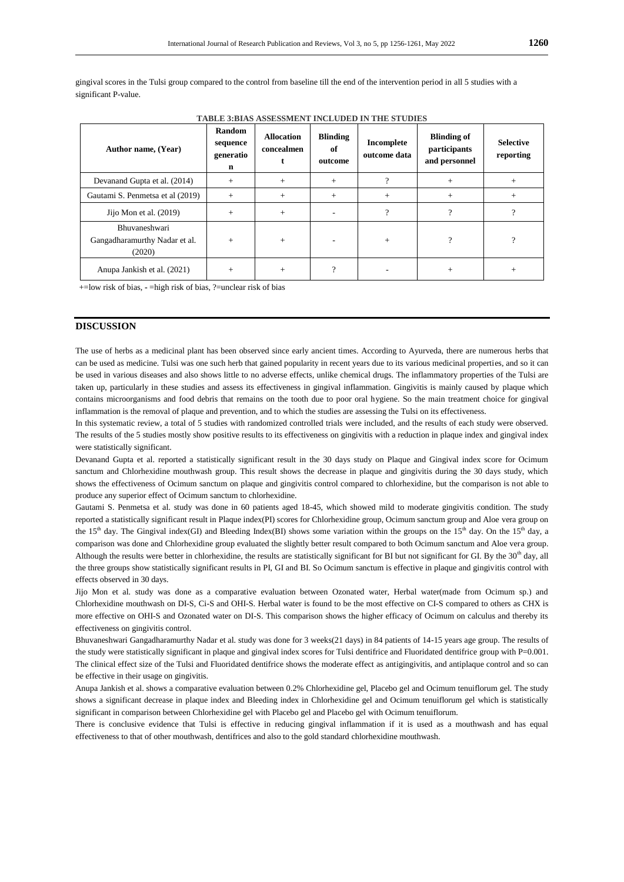gingival scores in the Tulsi group compared to the control from baseline till the end of the intervention period in all 5 studies with a significant P-value.

**TABLE 3:BIAS ASSESSMENT INCLUDED IN THE STUDIES**

| Author name, (Year) | Random sequence generation | Allocation concealment | Blinding of outcome | Incomplete outcome data | Blinding of participants and personnel | Selective reporting |
|---|---|---|---|---|---|---|
| Devanand Gupta et al. (2014) | + | + | + | ? | + | + |
| Gautami S. Penmetsa et al (2019) | + | + | + | + | + | + |
| Jijo Mon et al. (2019) | + | + | - | ? | ? | ? |
| Bhuvaneshwari Gangadharamurthy Nadar et al. (2020) | + | + | - | + | ? | ? |
| Anupa Jankish et al. (2021) | + | + | ? | - | + | + |

+=low risk of bias, - =high risk of bias, ?=unclear risk of bias

## DISCUSSION

The use of herbs as a medicinal plant has been observed since early ancient times. According to Ayurveda, there are numerous herbs that can be used as medicine. Tulsi was one such herb that gained popularity in recent years due to its various medicinal properties, and so it can be used in various diseases and also shows little to no adverse effects, unlike chemical drugs. The inflammatory properties of the Tulsi are taken up, particularly in these studies and assess its effectiveness in gingival inflammation. Gingivitis is mainly caused by plaque which contains microorganisms and food debris that remains on the tooth due to poor oral hygiene. So the main treatment choice for gingival inflammation is the removal of plaque and prevention, and to which the studies are assessing the Tulsi on its effectiveness.

In this systematic review, a total of 5 studies with randomized controlled trials were included, and the results of each study were observed. The results of the 5 studies mostly show positive results to its effectiveness on gingivitis with a reduction in plaque index and gingival index were statistically significant.

Devanand Gupta et al. reported a statistically significant result in the 30 days study on Plaque and Gingival index score for Ocimum sanctum and Chlorhexidine mouthwash group. This result shows the decrease in plaque and gingivitis during the 30 days study, which shows the effectiveness of Ocimum sanctum on plaque and gingivitis control compared to chlorhexidine, but the comparison is not able to produce any superior effect of Ocimum sanctum to chlorhexidine.

Gautami S. Penmetsa et al. study was done in 60 patients aged 18-45, which showed mild to moderate gingivitis condition. The study reported a statistically significant result in Plaque index(PI) scores for Chlorhexidine group, Ocimum sanctum group and Aloe vera group on the 15th day. The Gingival index(GI) and Bleeding Index(BI) shows some variation within the groups on the 15th day. On the 15th day, a comparison was done and Chlorhexidine group evaluated the slightly better result compared to both Ocimum sanctum and Aloe vera group. Although the results were better in chlorhexidine, the results are statistically significant for BI but not significant for GI. By the 30th day, all the three groups show statistically significant results in PI, GI and BI. So Ocimum sanctum is effective in plaque and gingivitis control with effects observed in 30 days.

Jijo Mon et al. study was done as a comparative evaluation between Ozonated water, Herbal water(made from Ocimum sp.) and Chlorhexidine mouthwash on DI-S, Ci-S and OHI-S. Herbal water is found to be the most effective on CI-S compared to others as CHX is more effective on OHI-S and Ozonated water on DI-S. This comparison shows the higher efficacy of Ocimum on calculus and thereby its effectiveness on gingivitis control.

Bhuvaneshwari Gangadharamurthy Nadar et al. study was done for 3 weeks(21 days) in 84 patients of 14-15 years age group. The results of the study were statistically significant in plaque and gingival index scores for Tulsi dentifrice and Fluoridated dentifrice group with P=0.001. The clinical effect size of the Tulsi and Fluoridated dentifrice shows the moderate effect as antigingivitis, and antiplaque control and so can be effective in their usage on gingivitis.

Anupa Jankish et al. shows a comparative evaluation between 0.2% Chlorhexidine gel, Placebo gel and Ocimum tenuiflorum gel. The study shows a significant decrease in plaque index and Bleeding index in Chlorhexidine gel and Ocimum tenuiflorum gel which is statistically significant in comparison between Chlorhexidine gel with Placebo gel and Placebo gel with Ocimum tenuiflorum.

There is conclusive evidence that Tulsi is effective in reducing gingival inflammation if it is used as a mouthwash and has equal effectiveness to that of other mouthwash, dentifrices and also to the gold standard chlorhexidine mouthwash.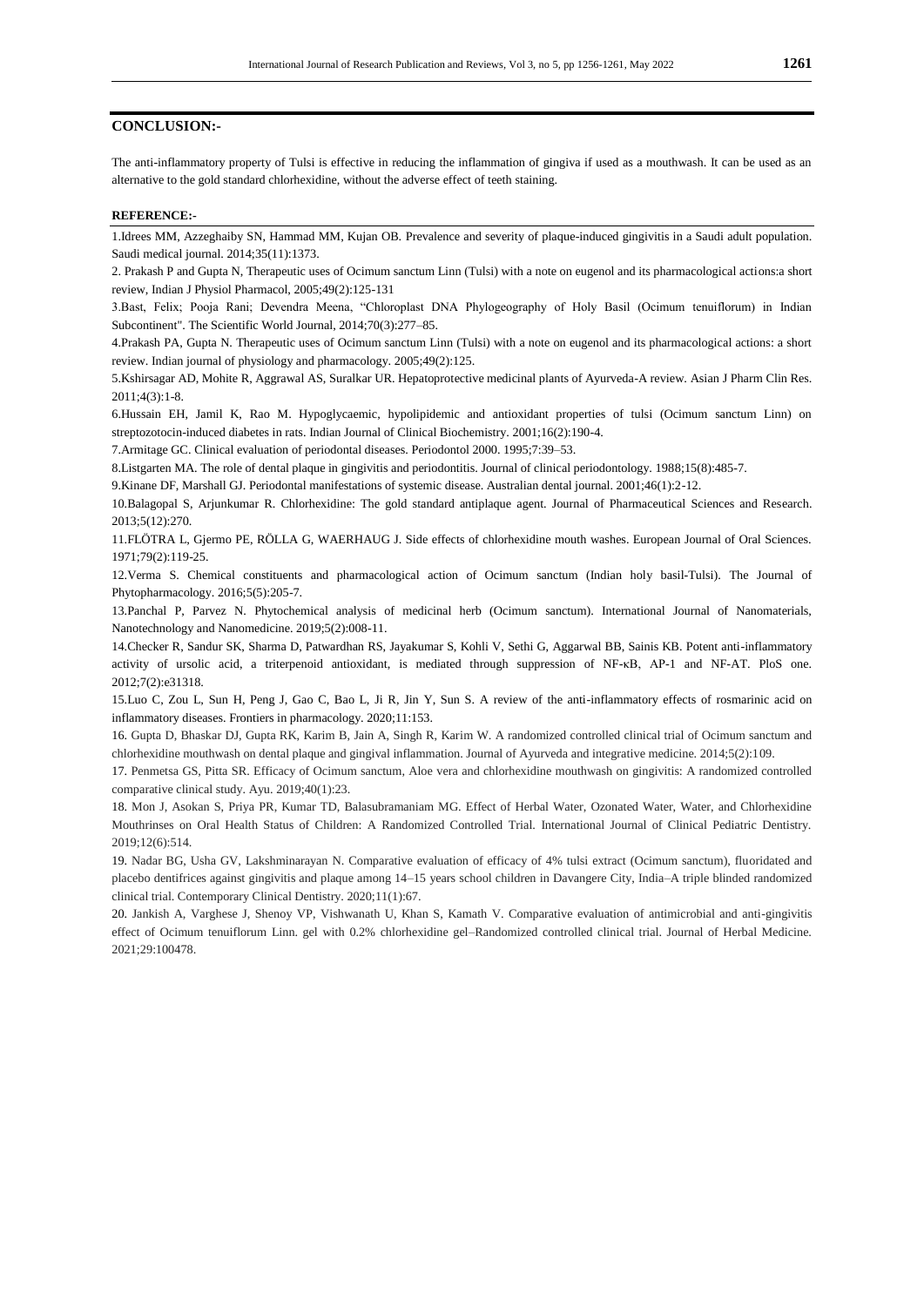## CONCLUSION:-

The anti-inflammatory property of Tulsi is effective in reducing the inflammation of gingiva if used as a mouthwash. It can be used as an alternative to the gold standard chlorhexidine, without the adverse effect of teeth staining.

### REFERENCE:-

1.Idrees MM, Azzeghaiby SN, Hammad MM, Kujan OB. Prevalence and severity of plaque-induced gingivitis in a Saudi adult population. Saudi medical journal. 2014;35(11):1373.

2. Prakash P and Gupta N, Therapeutic uses of Ocimum sanctum Linn (Tulsi) with a note on eugenol and its pharmacological actions:a short review, Indian J Physiol Pharmacol, 2005;49(2):125-131

3.Bast, Felix; Pooja Rani; Devendra Meena, "Chloroplast DNA Phylogeography of Holy Basil (Ocimum tenuiflorum) in Indian Subcontinent". The Scientific World Journal, 2014;70(3):277–85.

4.Prakash PA, Gupta N. Therapeutic uses of Ocimum sanctum Linn (Tulsi) with a note on eugenol and its pharmacological actions: a short review. Indian journal of physiology and pharmacology. 2005;49(2):125.

5.Kshirsagar AD, Mohite R, Aggrawal AS, Suralkar UR. Hepatoprotective medicinal plants of Ayurveda-A review. Asian J Pharm Clin Res. 2011;4(3):1-8.

6.Hussain EH, Jamil K, Rao M. Hypoglycaemic, hypolipidemic and antioxidant properties of tulsi (Ocimum sanctum Linn) on streptozotocin-induced diabetes in rats. Indian Journal of Clinical Biochemistry. 2001;16(2):190-4.

7.Armitage GC. Clinical evaluation of periodontal diseases. Periodontol 2000. 1995;7:39–53.

8.Listgarten MA. The role of dental plaque in gingivitis and periodontitis. Journal of clinical periodontology. 1988;15(8):485-7.

9.Kinane DF, Marshall GJ. Periodontal manifestations of systemic disease. Australian dental journal. 2001;46(1):2-12.

10.Balagopal S, Arjunkumar R. Chlorhexidine: The gold standard antiplaque agent. Journal of Pharmaceutical Sciences and Research. 2013;5(12):270.

11.FLÖTRA L, Gjermo PE, RÖLLA G, WAERHAUG J. Side effects of chlorhexidine mouth washes. European Journal of Oral Sciences. 1971;79(2):119-25.

12.Verma S. Chemical constituents and pharmacological action of Ocimum sanctum (Indian holy basil-Tulsi). The Journal of Phytopharmacology. 2016;5(5):205-7.

13.Panchal P, Parvez N. Phytochemical analysis of medicinal herb (Ocimum sanctum). International Journal of Nanomaterials, Nanotechnology and Nanomedicine. 2019;5(2):008-11.

14.Checker R, Sandur SK, Sharma D, Patwardhan RS, Jayakumar S, Kohli V, Sethi G, Aggarwal BB, Sainis KB. Potent anti-inflammatory activity of ursolic acid, a triterpenoid antioxidant, is mediated through suppression of NF-κB, AP-1 and NF-AT. PloS one. 2012;7(2):e31318.

15.Luo C, Zou L, Sun H, Peng J, Gao C, Bao L, Ji R, Jin Y, Sun S. A review of the anti-inflammatory effects of rosmarinic acid on inflammatory diseases. Frontiers in pharmacology. 2020;11:153.

16. Gupta D, Bhaskar DJ, Gupta RK, Karim B, Jain A, Singh R, Karim W. A randomized controlled clinical trial of Ocimum sanctum and chlorhexidine mouthwash on dental plaque and gingival inflammation. Journal of Ayurveda and integrative medicine. 2014;5(2):109.

17. Penmetsa GS, Pitta SR. Efficacy of Ocimum sanctum, Aloe vera and chlorhexidine mouthwash on gingivitis: A randomized controlled comparative clinical study. Ayu. 2019;40(1):23.

18. Mon J, Asokan S, Priya PR, Kumar TD, Balasubramaniam MG. Effect of Herbal Water, Ozonated Water, Water, and Chlorhexidine Mouthrinses on Oral Health Status of Children: A Randomized Controlled Trial. International Journal of Clinical Pediatric Dentistry. 2019;12(6):514.

19. Nadar BG, Usha GV, Lakshminarayan N. Comparative evaluation of efficacy of 4% tulsi extract (Ocimum sanctum), fluoridated and placebo dentifrices against gingivitis and plaque among 14–15 years school children in Davangere City, India–A triple blinded randomized clinical trial. Contemporary Clinical Dentistry. 2020;11(1):67.

20. Jankish A, Varghese J, Shenoy VP, Vishwanath U, Khan S, Kamath V. Comparative evaluation of antimicrobial and anti-gingivitis effect of Ocimum tenuiflorum Linn. gel with 0.2% chlorhexidine gel–Randomized controlled clinical trial. Journal of Herbal Medicine. 2021;29:100478.